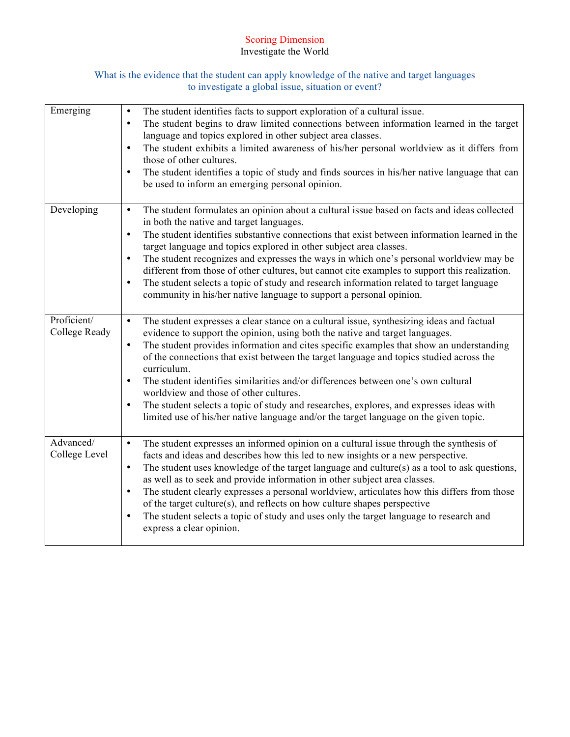## Scoring Dimension

### Investigate the World

What is the evidence that the student can apply knowledge of the native and target languages to investigate a global issue, situation or event?

| Level | Descriptors |
|---|---|
| Emerging | • The student identifies facts to support exploration of a cultural issue.<br>• The student begins to draw limited connections between information learned in the target language and topics explored in other subject area classes.<br>• The student exhibits a limited awareness of his/her personal worldview as it differs from those of other cultures.<br>• The student identifies a topic of study and finds sources in his/her native language that can be used to inform an emerging personal opinion. |
| Developing | • The student formulates an opinion about a cultural issue based on facts and ideas collected in both the native and target languages.<br>• The student identifies substantive connections that exist between information learned in the target language and topics explored in other subject area classes.<br>• The student recognizes and expresses the ways in which one's personal worldview may be different from those of other cultures, but cannot cite examples to support this realization.<br>• The student selects a topic of study and research information related to target language community in his/her native language to support a personal opinion. |
| Proficient/ College Ready | • The student expresses a clear stance on a cultural issue, synthesizing ideas and factual evidence to support the opinion, using both the native and target languages.<br>• The student provides information and cites specific examples that show an understanding of the connections that exist between the target language and topics studied across the curriculum.<br>• The student identifies similarities and/or differences between one's own cultural worldview and those of other cultures.<br>• The student selects a topic of study and researches, explores, and expresses ideas with limited use of his/her native language and/or the target language on the given topic. |
| Advanced/ College Level | • The student expresses an informed opinion on a cultural issue through the synthesis of facts and ideas and describes how this led to new insights or a new perspective.<br>• The student uses knowledge of the target language and culture(s) as a tool to ask questions, as well as to seek and provide information in other subject area classes.<br>• The student clearly expresses a personal worldview, articulates how this differs from those of the target culture(s), and reflects on how culture shapes perspective<br>• The student selects a topic of study and uses only the target language to research and express a clear opinion. |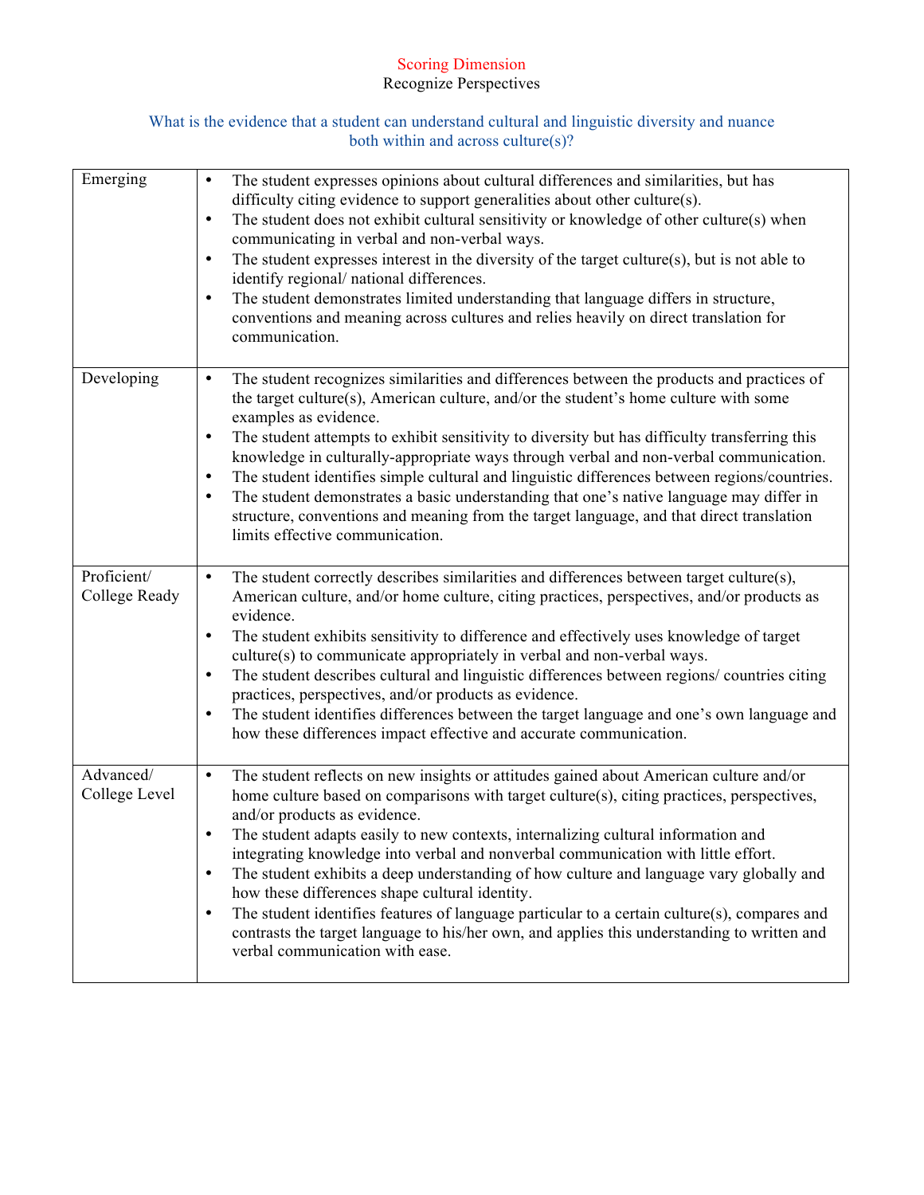## Scoring Dimension

### Recognize Perspectives

**What is the evidence that a student can understand cultural and linguistic diversity and nuance both within and across culture(s)?**

| | |
|---|---|
| Emerging | • The student expresses opinions about cultural differences and similarities, but has difficulty citing evidence to support generalities about other culture(s).<br>• The student does not exhibit cultural sensitivity or knowledge of other culture(s) when communicating in verbal and non-verbal ways.<br>• The student expresses interest in the diversity of the target culture(s), but is not able to identify regional/ national differences.<br>• The student demonstrates limited understanding that language differs in structure, conventions and meaning across cultures and relies heavily on direct translation for communication. |
| Developing | • The student recognizes similarities and differences between the products and practices of the target culture(s), American culture, and/or the student's home culture with some examples as evidence.<br>• The student attempts to exhibit sensitivity to diversity but has difficulty transferring this knowledge in culturally-appropriate ways through verbal and non-verbal communication.<br>• The student identifies simple cultural and linguistic differences between regions/countries.<br>• The student demonstrates a basic understanding that one's native language may differ in structure, conventions and meaning from the target language, and that direct translation limits effective communication. |
| Proficient/ College Ready | • The student correctly describes similarities and differences between target culture(s), American culture, and/or home culture, citing practices, perspectives, and/or products as evidence.<br>• The student exhibits sensitivity to difference and effectively uses knowledge of target culture(s) to communicate appropriately in verbal and non-verbal ways.<br>• The student describes cultural and linguistic differences between regions/ countries citing practices, perspectives, and/or products as evidence.<br>• The student identifies differences between the target language and one's own language and how these differences impact effective and accurate communication. |
| Advanced/ College Level | • The student reflects on new insights or attitudes gained about American culture and/or home culture based on comparisons with target culture(s), citing practices, perspectives, and/or products as evidence.<br>• The student adapts easily to new contexts, internalizing cultural information and integrating knowledge into verbal and nonverbal communication with little effort.<br>• The student exhibits a deep understanding of how culture and language vary globally and how these differences shape cultural identity.<br>• The student identifies features of language particular to a certain culture(s), compares and contrasts the target language to his/her own, and applies this understanding to written and verbal communication with ease. |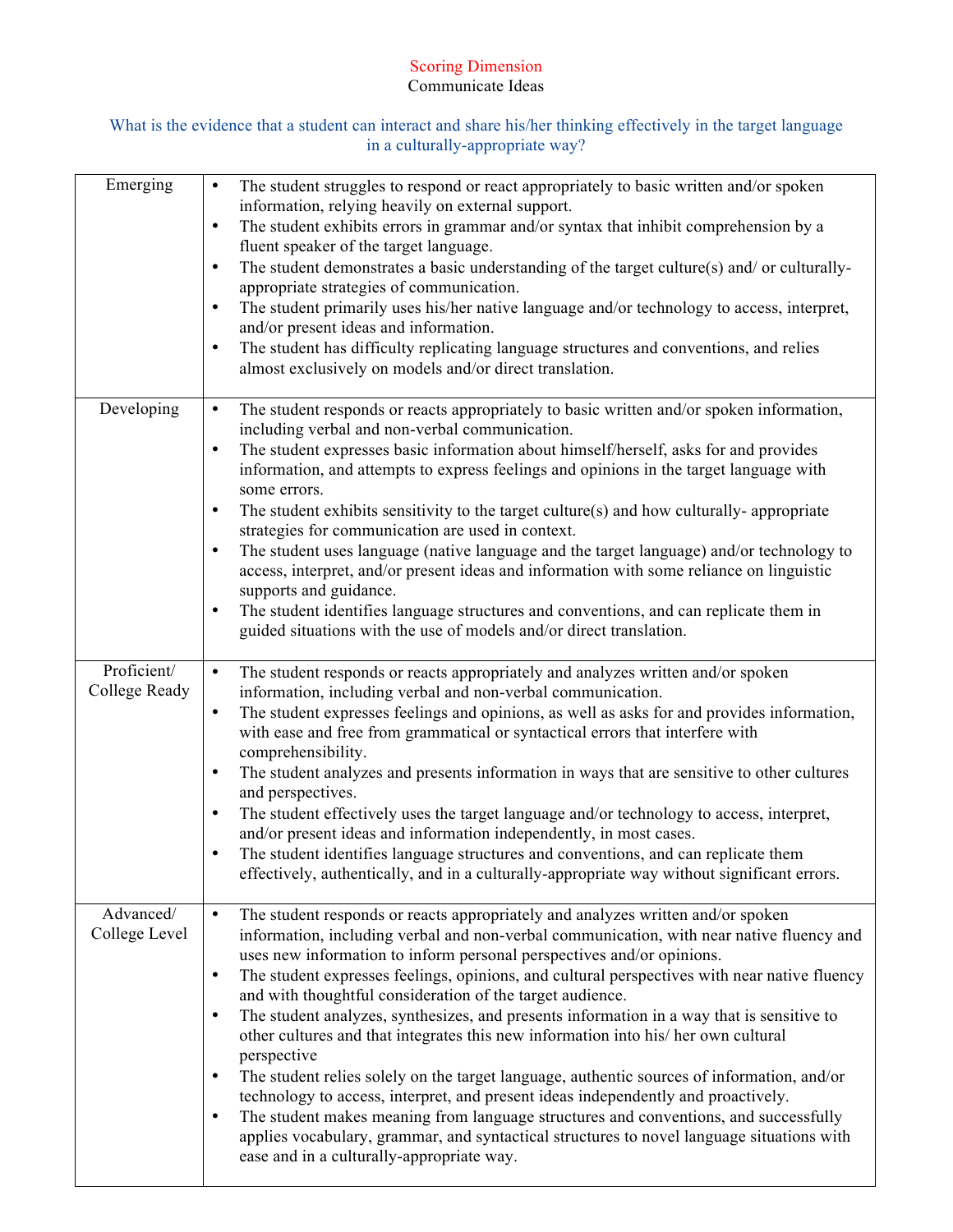Scoring Dimension

Communicate Ideas

What is the evidence that a student can interact and share his/her thinking effectively in the target language in a culturally-appropriate way?

| Level | Description |
|---|---|
| Emerging | • The student struggles to respond or react appropriately to basic written and/or spoken information, relying heavily on external support.<br>• The student exhibits errors in grammar and/or syntax that inhibit comprehension by a fluent speaker of the target language.<br>• The student demonstrates a basic understanding of the target culture(s) and/ or culturally-appropriate strategies of communication.<br>• The student primarily uses his/her native language and/or technology to access, interpret, and/or present ideas and information.<br>• The student has difficulty replicating language structures and conventions, and relies almost exclusively on models and/or direct translation. |
| Developing | • The student responds or reacts appropriately to basic written and/or spoken information, including verbal and non-verbal communication.<br>• The student expresses basic information about himself/herself, asks for and provides information, and attempts to express feelings and opinions in the target language with some errors.<br>• The student exhibits sensitivity to the target culture(s) and how culturally- appropriate strategies for communication are used in context.<br>• The student uses language (native language and the target language) and/or technology to access, interpret, and/or present ideas and information with some reliance on linguistic supports and guidance.<br>• The student identifies language structures and conventions, and can replicate them in guided situations with the use of models and/or direct translation. |
| Proficient/ College Ready | • The student responds or reacts appropriately and analyzes written and/or spoken information, including verbal and non-verbal communication.<br>• The student expresses feelings and opinions, as well as asks for and provides information, with ease and free from grammatical or syntactical errors that interfere with comprehensibility.<br>• The student analyzes and presents information in ways that are sensitive to other cultures and perspectives.<br>• The student effectively uses the target language and/or technology to access, interpret, and/or present ideas and information independently, in most cases.<br>• The student identifies language structures and conventions, and can replicate them effectively, authentically, and in a culturally-appropriate way without significant errors. |
| Advanced/ College Level | • The student responds or reacts appropriately and analyzes written and/or spoken information, including verbal and non-verbal communication, with near native fluency and uses new information to inform personal perspectives and/or opinions.<br>• The student expresses feelings, opinions, and cultural perspectives with near native fluency and with thoughtful consideration of the target audience.<br>• The student analyzes, synthesizes, and presents information in a way that is sensitive to other cultures and that integrates this new information into his/ her own cultural perspective<br>• The student relies solely on the target language, authentic sources of information, and/or technology to access, interpret, and present ideas independently and proactively.<br>• The student makes meaning from language structures and conventions, and successfully applies vocabulary, grammar, and syntactical structures to novel language situations with ease and in a culturally-appropriate way. |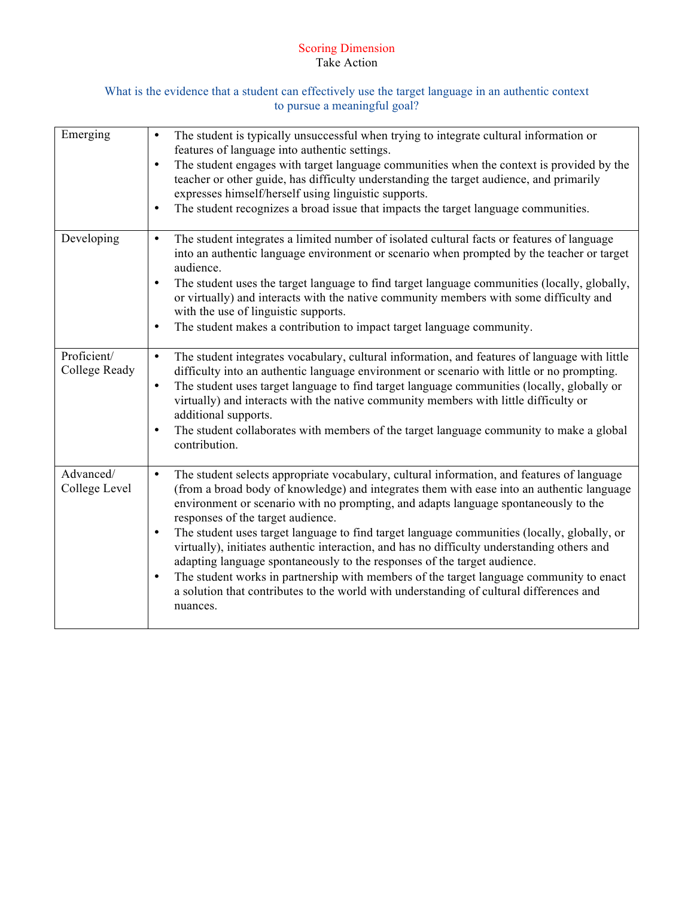Scoring Dimension

Take Action

What is the evidence that a student can effectively use the target language in an authentic context to pursue a meaningful goal?

| | |
|---|---|
| Emerging | • The student is typically unsuccessful when trying to integrate cultural information or features of language into authentic settings.<br>• The student engages with target language communities when the context is provided by the teacher or other guide, has difficulty understanding the target audience, and primarily expresses himself/herself using linguistic supports.<br>• The student recognizes a broad issue that impacts the target language communities. |
| Developing | • The student integrates a limited number of isolated cultural facts or features of language into an authentic language environment or scenario when prompted by the teacher or target audience.<br>• The student uses the target language to find target language communities (locally, globally, or virtually) and interacts with the native community members with some difficulty and with the use of linguistic supports.<br>• The student makes a contribution to impact target language community. |
| Proficient/ College Ready | • The student integrates vocabulary, cultural information, and features of language with little difficulty into an authentic language environment or scenario with little or no prompting.<br>• The student uses target language to find target language communities (locally, globally or virtually) and interacts with the native community members with little difficulty or additional supports.<br>• The student collaborates with members of the target language community to make a global contribution. |
| Advanced/ College Level | • The student selects appropriate vocabulary, cultural information, and features of language (from a broad body of knowledge) and integrates them with ease into an authentic language environment or scenario with no prompting, and adapts language spontaneously to the responses of the target audience.<br>• The student uses target language to find target language communities (locally, globally, or virtually), initiates authentic interaction, and has no difficulty understanding others and adapting language spontaneously to the responses of the target audience.<br>• The student works in partnership with members of the target language community to enact a solution that contributes to the world with understanding of cultural differences and nuances. |